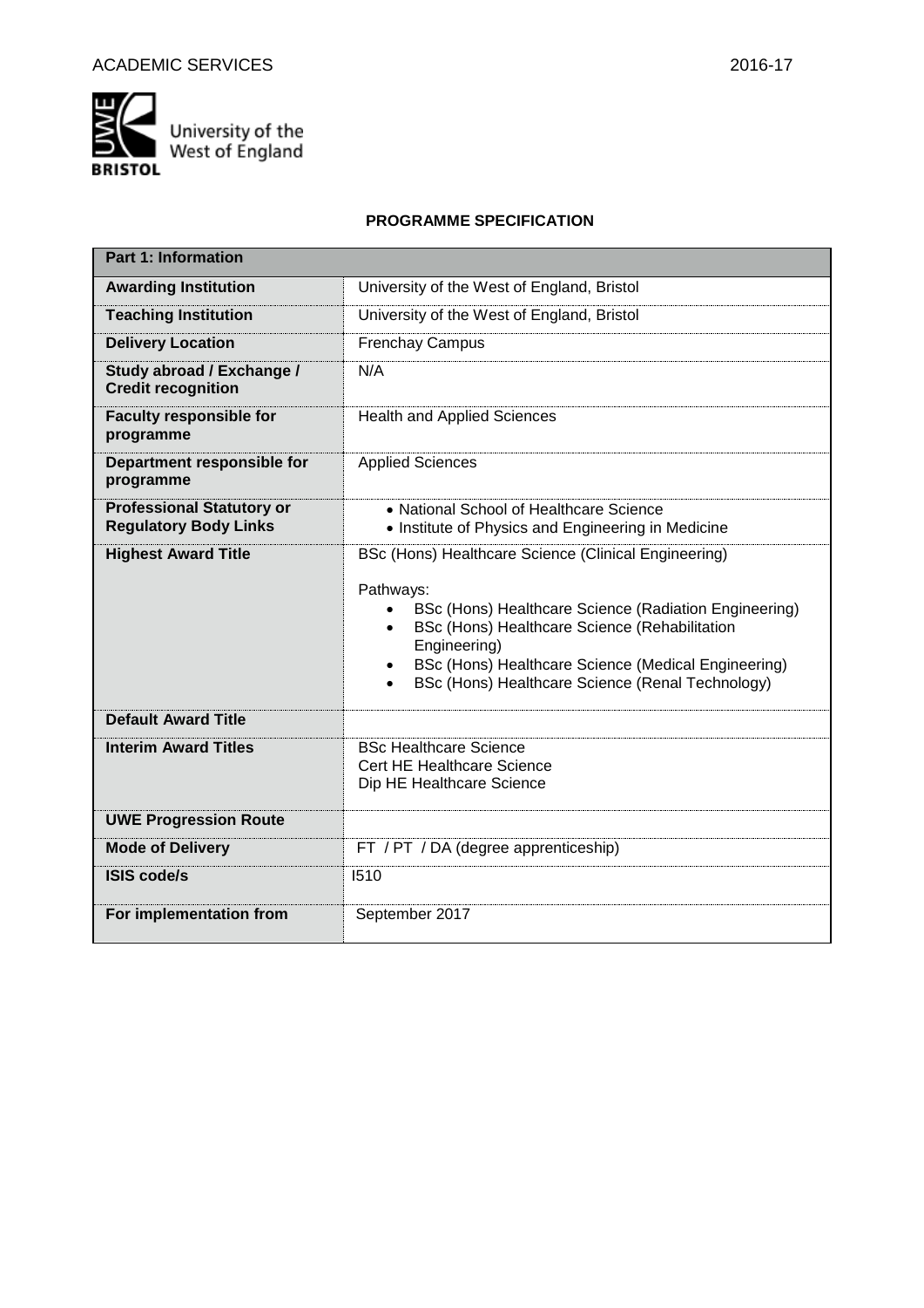ACADEMIC SERVICES 2016-17

University of the West of England BRISTOL

## PROGRAMME SPECIFICATION

| Part 1: Information | |
|---|---|
| **Awarding Institution** | University of the West of England, Bristol |
| **Teaching Institution** | University of the West of England, Bristol |
| **Delivery Location** | Frenchay Campus |
| **Study abroad / Exchange / Credit recognition** | N/A |
| **Faculty responsible for programme** | Health and Applied Sciences |
| **Department responsible for programme** | Applied Sciences |
| **Professional Statutory or Regulatory Body Links** | • National School of Healthcare Science<br>• Institute of Physics and Engineering in Medicine |
| **Highest Award Title** | BSc (Hons) Healthcare Science (Clinical Engineering)<br><br>Pathways:<br>• BSc (Hons) Healthcare Science (Radiation Engineering)<br>• BSc (Hons) Healthcare Science (Rehabilitation Engineering)<br>• BSc (Hons) Healthcare Science (Medical Engineering)<br>• BSc (Hons) Healthcare Science (Renal Technology) |
| **Default Award Title** | |
| **Interim Award Titles** | BSc Healthcare Science<br>Cert HE Healthcare Science<br>Dip HE Healthcare Science |
| **UWE Progression Route** | |
| **Mode of Delivery** | FT / PT / DA (degree apprenticeship) |
| **ISIS code/s** | I510 |
| **For implementation from** | September 2017 |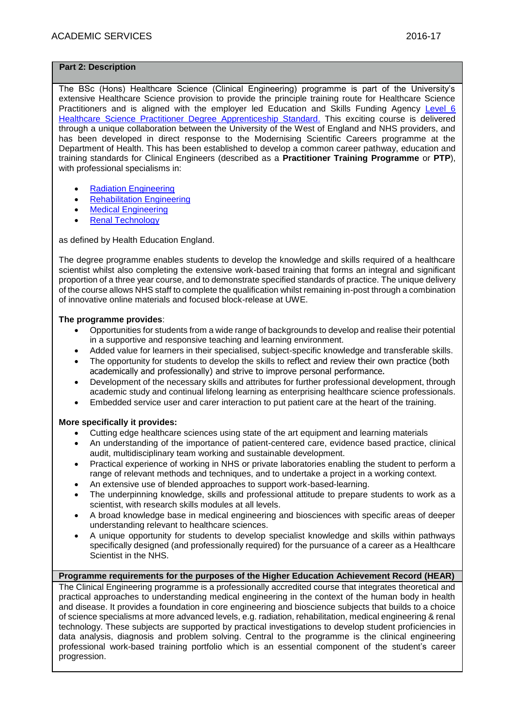## Part 2: Description

The BSc (Hons) Healthcare Science (Clinical Engineering) programme is part of the University's extensive Healthcare Science provision to provide the principle training route for Healthcare Science Practitioners and is aligned with the employer led Education and Skills Funding Agency Level 6 Healthcare Science Practitioner Degree Apprenticeship Standard. This exciting course is delivered through a unique collaboration between the University of the West of England and NHS providers, and has been developed in direct response to the Modernising Scientific Careers programme at the Department of Health. This has been established to develop a common career pathway, education and training standards for Clinical Engineers (described as a **Practitioner Training Programme** or **PTP**), with professional specialisms in:

- Radiation Engineering
- Rehabilitation Engineering
- Medical Engineering
- Renal Technology

as defined by Health Education England.

The degree programme enables students to develop the knowledge and skills required of a healthcare scientist whilst also completing the extensive work-based training that forms an integral and significant proportion of a three year course, and to demonstrate specified standards of practice. The unique delivery of the course allows NHS staff to complete the qualification whilst remaining in-post through a combination of innovative online materials and focused block-release at UWE.

**The programme provides**:

- Opportunities for students from a wide range of backgrounds to develop and realise their potential in a supportive and responsive teaching and learning environment.
- Added value for learners in their specialised, subject-specific knowledge and transferable skills.
- The opportunity for students to develop the skills to reflect and review their own practice (both academically and professionally) and strive to improve personal performance.
- Development of the necessary skills and attributes for further professional development, through academic study and continual lifelong learning as enterprising healthcare science professionals.
- Embedded service user and carer interaction to put patient care at the heart of the training.

**More specifically it provides:**

- Cutting edge healthcare sciences using state of the art equipment and learning materials
- An understanding of the importance of patient-centered care, evidence based practice, clinical audit, multidisciplinary team working and sustainable development.
- Practical experience of working in NHS or private laboratories enabling the student to perform a range of relevant methods and techniques, and to undertake a project in a working context.
- An extensive use of blended approaches to support work-based-learning.
- The underpinning knowledge, skills and professional attitude to prepare students to work as a scientist, with research skills modules at all levels.
- A broad knowledge base in medical engineering and biosciences with specific areas of deeper understanding relevant to healthcare sciences.
- A unique opportunity for students to develop specialist knowledge and skills within pathways specifically designed (and professionally required) for the pursuance of a career as a Healthcare Scientist in the NHS.

### Programme requirements for the purposes of the Higher Education Achievement Record (HEAR)

The Clinical Engineering programme is a professionally accredited course that integrates theoretical and practical approaches to understanding medical engineering in the context of the human body in health and disease. It provides a foundation in core engineering and bioscience subjects that builds to a choice of science specialisms at more advanced levels, e.g. radiation, rehabilitation, medical engineering & renal technology. These subjects are supported by practical investigations to develop student proficiencies in data analysis, diagnosis and problem solving. Central to the programme is the clinical engineering professional work-based training portfolio which is an essential component of the student's career progression.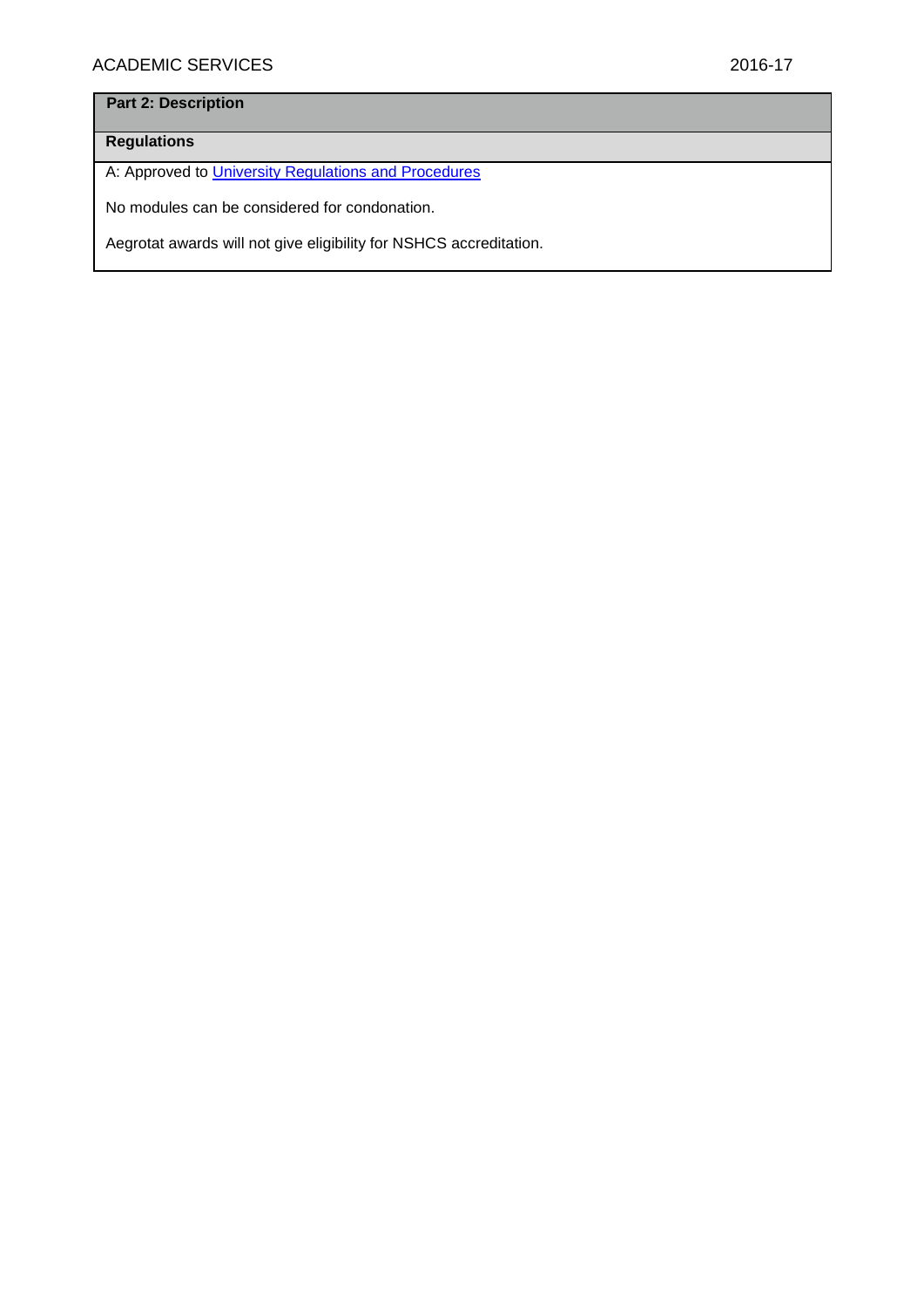**Part 2: Description**

**Regulations**

A: Approved to [University Regulations and Procedures]

No modules can be considered for condonation.

Aegrotat awards will not give eligibility for NSHCS accreditation.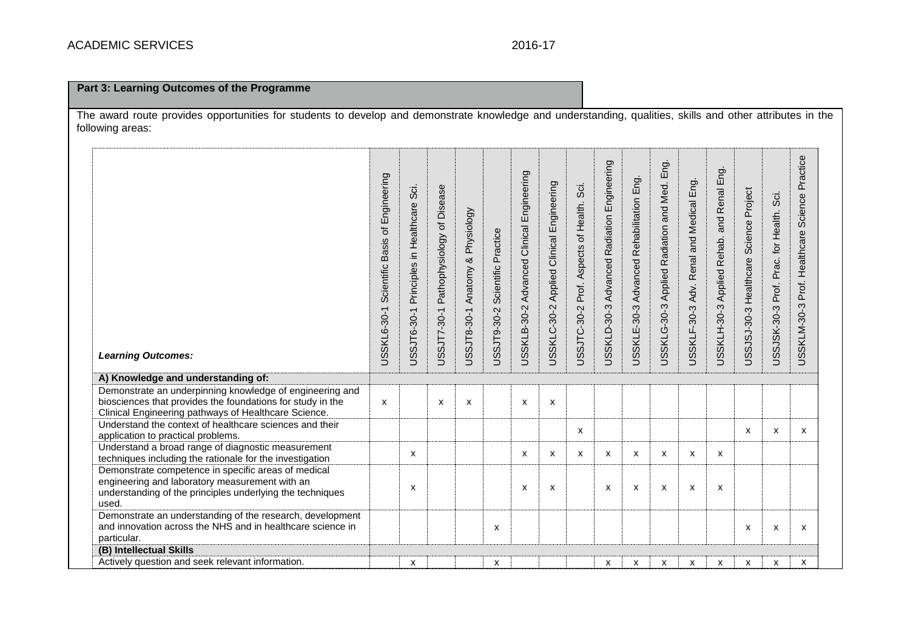## Part 3: Learning Outcomes of the Programme

The award route provides opportunities for students to develop and demonstrate knowledge and understanding, qualities, skills and other attributes in the following areas:

| *Learning Outcomes:* | USSKL6-30-1 Scientific Basis of Engineering | USSJT6-30-1 Principles in Healthcare Sci. | USSJT7-30-1 Pathophysiology of Disease | USSJT8-30-1 Anatomy & Physiology | USSJT9-30-2 Scientific Practice | USSKLB-30-2 Advanced Clinical Engineering | USSKLC-30-2 Applied Clinical Engineering | USSJTC-30-2 Prof. Aspects of Health. Sci. | USSKLD-30-3 Advanced Radiation Engineering | USSKLE-30-3 Advanced Rehabilitation Eng. | USSKLG-30-3 Applied Radiation and Med. Eng. | USSKLF-30-3 Adv. Renal and Medical Eng. | USSKLH-30-3 Applied Rehab. and Renal Eng. | USSJSJ-30-3 Healthcare Science Project | USSJSK-30-3 Prof. Prac. for Health. Sci. | USSKLM-30-3 Prof. Healthcare Science Practice |
|---|---|---|---|---|---|---|---|---|---|---|---|---|---|---|---|---|
| **A) Knowledge and understanding of:** | | | | | | | | | | | | | | | | |
| Demonstrate an underpinning knowledge of engineering and biosciences that provides the foundations for study in the Clinical Engineering pathways of Healthcare Science. | x | | x | x | | x | x | | | | | | | | | |
| Understand the context of healthcare sciences and their application to practical problems. | | | | | | | | x | | | | | | x | x | x |
| Understand a broad range of diagnostic measurement techniques including the rationale for the investigation | | x | | | | x | x | x | x | x | x | x | x | | | |
| Demonstrate competence in specific areas of medical engineering and laboratory measurement with an understanding of the principles underlying the techniques used. | | x | | | | x | x | | x | x | x | x | x | | | |
| Demonstrate an understanding of the research, development and innovation across the NHS and in healthcare science in particular. | | | | | x | | | | | | | | | x | x | x |
| **(B) Intellectual Skills** | | | | | | | | | | | | | | | | |
| Actively question and seek relevant information. | | x | | | x | | | | x | x | x | x | x | x | x | x |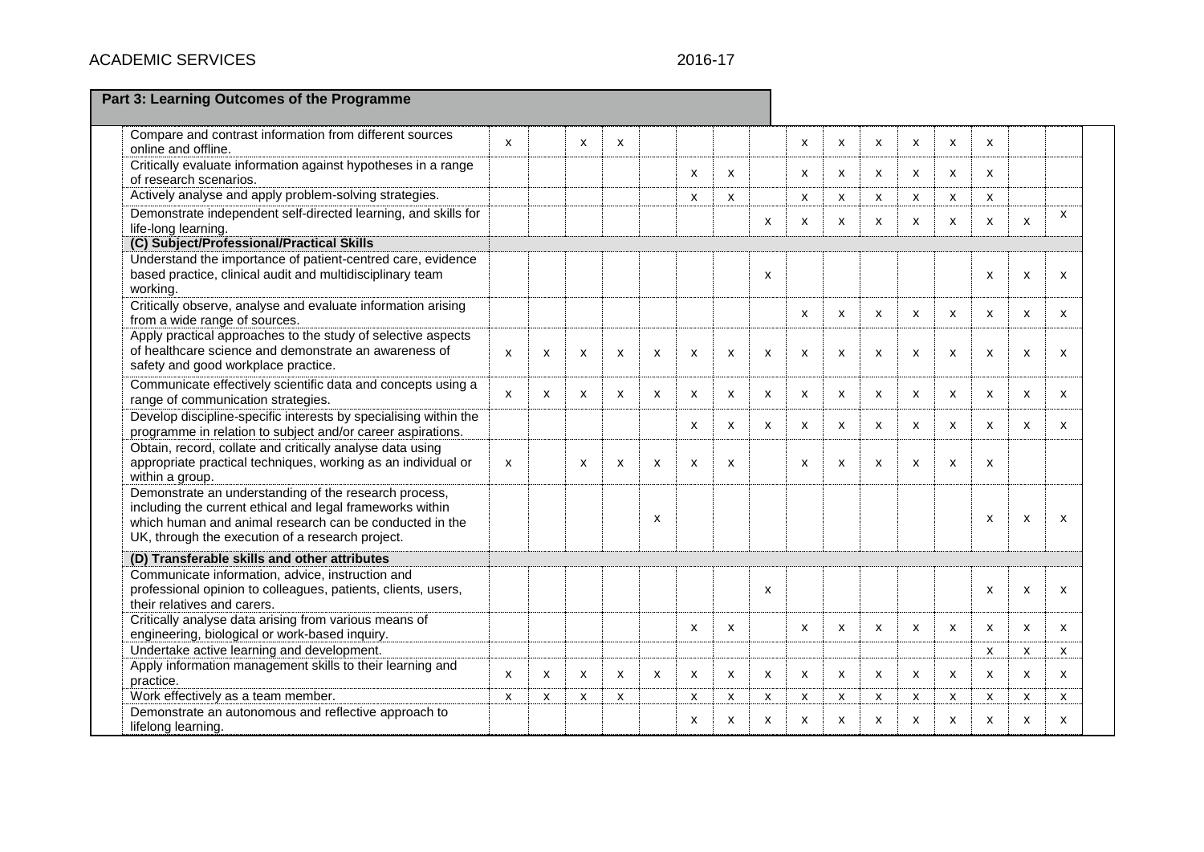| Part 3: Learning Outcomes of the Programme | | | | | | | | | | | | | | | | |
|---|---|---|---|---|---|---|---|---|---|---|---|---|---|---|---|---|
| Compare and contrast information from different sources online and offline. | x | | x | x | | | | | x | x | x | x | x | x | | |
| Critically evaluate information against hypotheses in a range of research scenarios. | | | | | | x | x | | x | x | x | x | x | x | | |
| Actively analyse and apply problem-solving strategies. | | | | | | x | x | | x | x | x | x | x | x | | |
| Demonstrate independent self-directed learning, and skills for life-long learning. | | | | | | | | x | x | x | x | x | x | x | x | x |
| **(C) Subject/Professional/Practical Skills** | | | | | | | | | | | | | | | | |
| Understand the importance of patient-centred care, evidence based practice, clinical audit and multidisciplinary team working. | | | | | | | | x | | | | | | x | x | x |
| Critically observe, analyse and evaluate information arising from a wide range of sources. | | | | | | | | | x | x | x | x | x | x | x | x |
| Apply practical approaches to the study of selective aspects of healthcare science and demonstrate an awareness of safety and good workplace practice. | x | x | x | x | x | x | x | x | x | x | x | x | x | x | x | x |
| Communicate effectively scientific data and concepts using a range of communication strategies. | x | x | x | x | x | x | x | x | x | x | x | x | x | x | x | x |
| Develop discipline-specific interests by specialising within the programme in relation to subject and/or career aspirations. | | | | | | x | x | x | x | x | x | x | x | x | x | x |
| Obtain, record, collate and critically analyse data using appropriate practical techniques, working as an individual or within a group. | x | | x | x | x | x | x | | x | x | x | x | x | x | | |
| Demonstrate an understanding of the research process, including the current ethical and legal frameworks within which human and animal research can be conducted in the UK, through the execution of a research project. | | | | | x | | | | | | | | | x | x | x |
| **(D) Transferable skills and other attributes** | | | | | | | | | | | | | | | | |
| Communicate information, advice, instruction and professional opinion to colleagues, patients, clients, users, their relatives and carers. | | | | | | | | x | | | | | | x | x | x |
| Critically analyse data arising from various means of engineering, biological or work-based inquiry. | | | | | | x | x | | x | x | x | x | x | x | x | x |
| Undertake active learning and development. | | | | | | | | | | | | | | x | x | x |
| Apply information management skills to their learning and practice. | x | x | x | x | x | x | x | x | x | x | x | x | x | x | x | x |
| Work effectively as a team member. | x | x | x | x | | x | x | x | x | x | x | x | x | x | x | x |
| Demonstrate an autonomous and reflective approach to lifelong learning. | | | | | | x | x | x | x | x | x | x | x | x | x | x |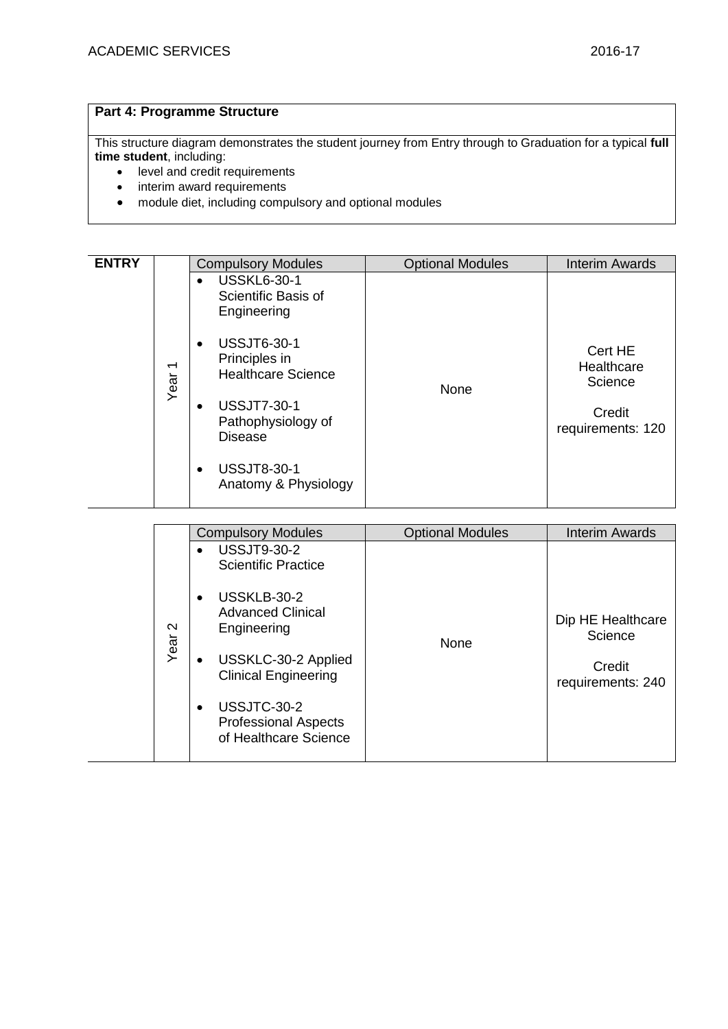## Part 4: Programme Structure

This structure diagram demonstrates the student journey from Entry through to Graduation for a typical **full time student**, including:

- level and credit requirements
- interim award requirements
- module diet, including compulsory and optional modules

| ENTRY | | Compulsory Modules | Optional Modules | Interim Awards |
|---|---|---|---|---|
| | Year 1 | • USSKL6-30-1 Scientific Basis of Engineering<br>• USSJT6-30-1 Principles in Healthcare Science<br>• USSJT7-30-1 Pathophysiology of Disease<br>• USSJT8-30-1 Anatomy & Physiology | None | Cert HE Healthcare Science<br><br>Credit requirements: 120 |

| | | Compulsory Modules | Optional Modules | Interim Awards |
|---|---|---|---|---|
| | Year 2 | • USSJT9-30-2 Scientific Practice<br>• USSKLB-30-2 Advanced Clinical Engineering<br>• USSKLC-30-2 Applied Clinical Engineering<br>• USSJTC-30-2 Professional Aspects of Healthcare Science | None | Dip HE Healthcare Science<br><br>Credit requirements: 240 |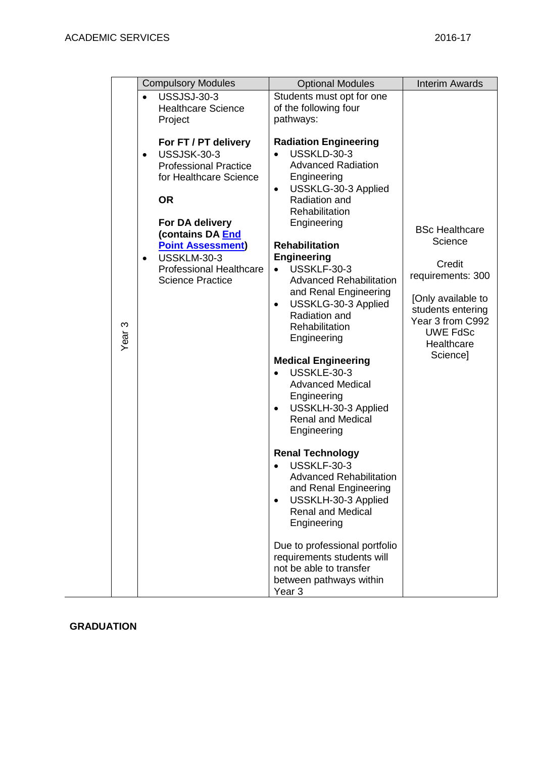| | Compulsory Modules | Optional Modules | Interim Awards |
|---|---|---|---|
| Year 3 | • USSJSJ-30-3 Healthcare Science Project<br><br>**For FT / PT delivery**<br>• USSJSK-30-3 Professional Practice for Healthcare Science<br><br>**OR**<br><br>**For DA delivery (contains DA [End Point Assessment](#))**<br>• USSKLM-30-3 Professional Healthcare Science Practice | Students must opt for one of the following four pathways:<br><br>**Radiation Engineering**<br>• USSKLD-30-3 Advanced Radiation Engineering<br>• USSKLG-30-3 Applied Radiation and Rehabilitation Engineering<br><br>**Rehabilitation Engineering**<br>• USSKLF-30-3 Advanced Rehabilitation and Renal Engineering<br>• USSKLG-30-3 Applied Radiation and Rehabilitation Engineering<br><br>**Medical Engineering**<br>• USSKLE-30-3 Advanced Medical Engineering<br>• USSKLH-30-3 Applied Renal and Medical Engineering<br><br>**Renal Technology**<br>• USSKLF-30-3 Advanced Rehabilitation and Renal Engineering<br>• USSKLH-30-3 Applied Renal and Medical Engineering<br><br>Due to professional portfolio requirements students will not be able to transfer between pathways within Year 3 | BSc Healthcare Science<br><br>Credit requirements: 300<br><br>[Only available to students entering Year 3 from C992 UWE FdSc Healthcare Science] |

**GRADUATION**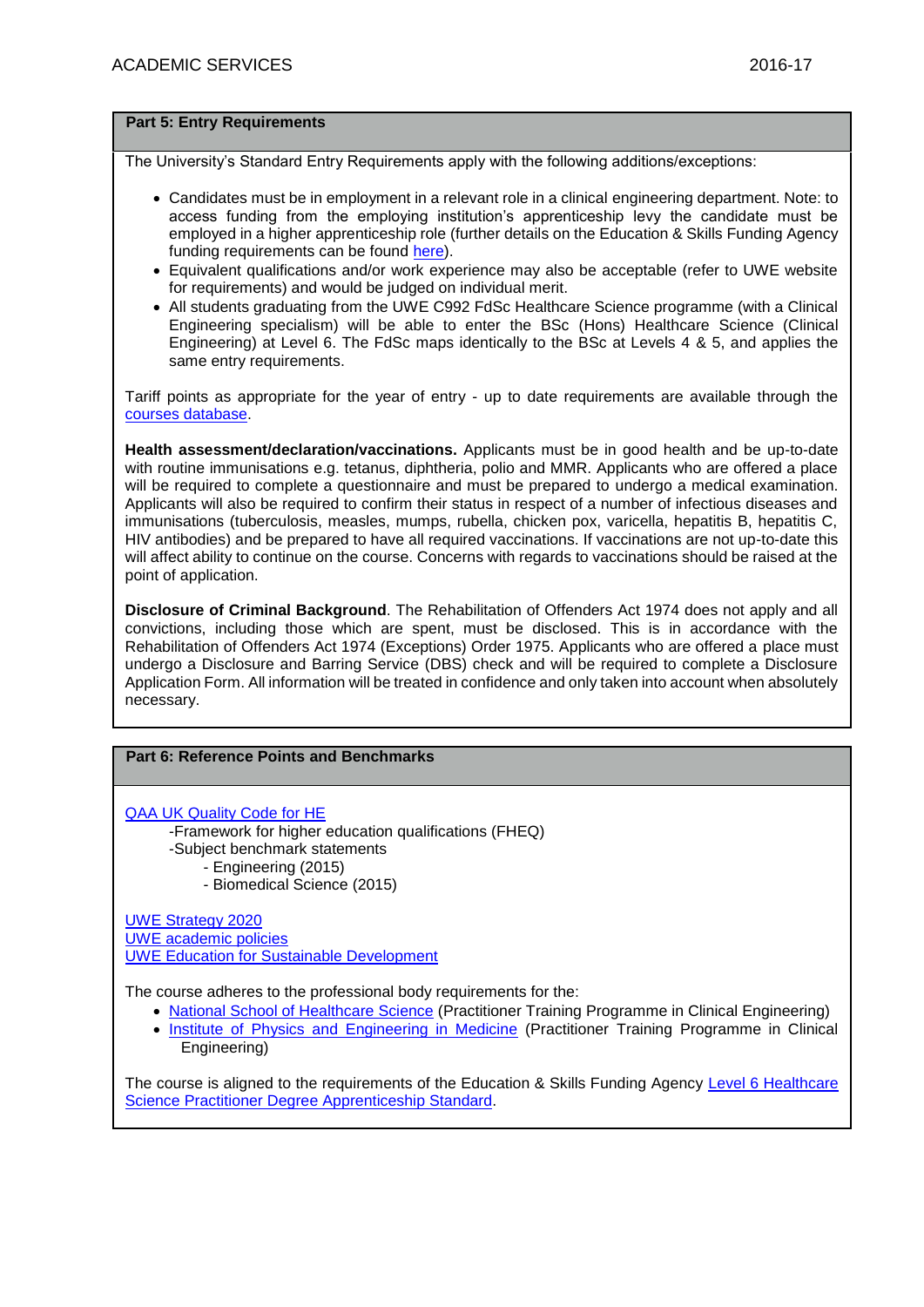## Part 5: Entry Requirements

The University's Standard Entry Requirements apply with the following additions/exceptions:

- Candidates must be in employment in a relevant role in a clinical engineering department. Note: to access funding from the employing institution's apprenticeship levy the candidate must be employed in a higher apprenticeship role (further details on the Education & Skills Funding Agency funding requirements can be found here).
- Equivalent qualifications and/or work experience may also be acceptable (refer to UWE website for requirements) and would be judged on individual merit.
- All students graduating from the UWE C992 FdSc Healthcare Science programme (with a Clinical Engineering specialism) will be able to enter the BSc (Hons) Healthcare Science (Clinical Engineering) at Level 6. The FdSc maps identically to the BSc at Levels 4 & 5, and applies the same entry requirements.

Tariff points as appropriate for the year of entry - up to date requirements are available through the courses database.

**Health assessment/declaration/vaccinations.** Applicants must be in good health and be up-to-date with routine immunisations e.g. tetanus, diphtheria, polio and MMR. Applicants who are offered a place will be required to complete a questionnaire and must be prepared to undergo a medical examination. Applicants will also be required to confirm their status in respect of a number of infectious diseases and immunisations (tuberculosis, measles, mumps, rubella, chicken pox, varicella, hepatitis B, hepatitis C, HIV antibodies) and be prepared to have all required vaccinations. If vaccinations are not up-to-date this will affect ability to continue on the course. Concerns with regards to vaccinations should be raised at the point of application.

**Disclosure of Criminal Background**. The Rehabilitation of Offenders Act 1974 does not apply and all convictions, including those which are spent, must be disclosed. This is in accordance with the Rehabilitation of Offenders Act 1974 (Exceptions) Order 1975. Applicants who are offered a place must undergo a Disclosure and Barring Service (DBS) check and will be required to complete a Disclosure Application Form. All information will be treated in confidence and only taken into account when absolutely necessary.

## Part 6: Reference Points and Benchmarks

QAA UK Quality Code for HE
- -Framework for higher education qualifications (FHEQ)
- -Subject benchmark statements
  - Engineering (2015)
  - Biomedical Science (2015)

UWE Strategy 2020
UWE academic policies
UWE Education for Sustainable Development

The course adheres to the professional body requirements for the:

- National School of Healthcare Science (Practitioner Training Programme in Clinical Engineering)
- Institute of Physics and Engineering in Medicine (Practitioner Training Programme in Clinical Engineering)

The course is aligned to the requirements of the Education & Skills Funding Agency Level 6 Healthcare Science Practitioner Degree Apprenticeship Standard.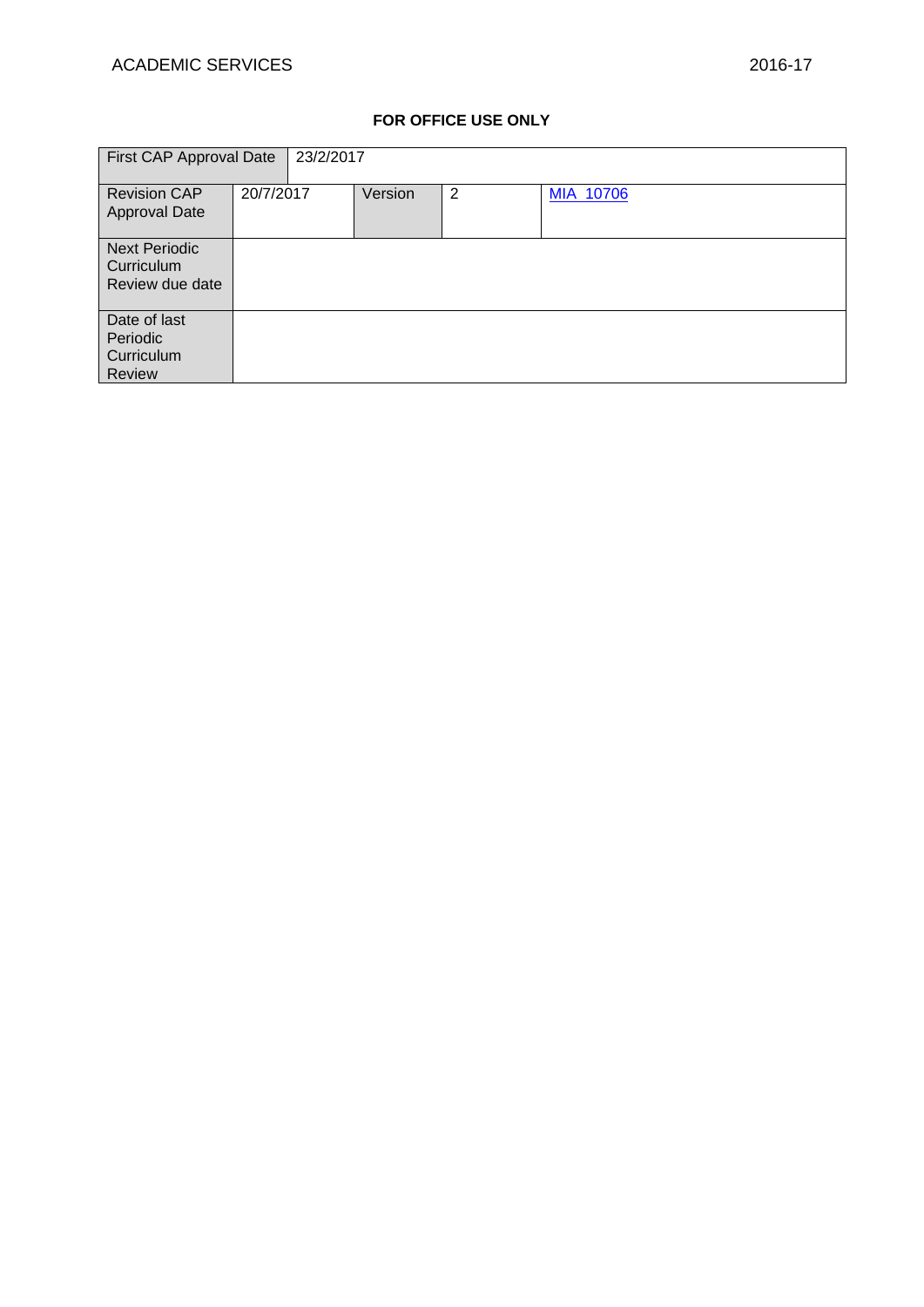**FOR OFFICE USE ONLY**

| | | | | |
|---|---|---|---|---|
| First CAP Approval Date | 23/2/2017 | | | |
| Revision CAP Approval Date | 20/7/2017 | Version | 2 | MIA 10706 |
| Next Periodic Curriculum Review due date | | | | |
| Date of last Periodic Curriculum Review | | | | |